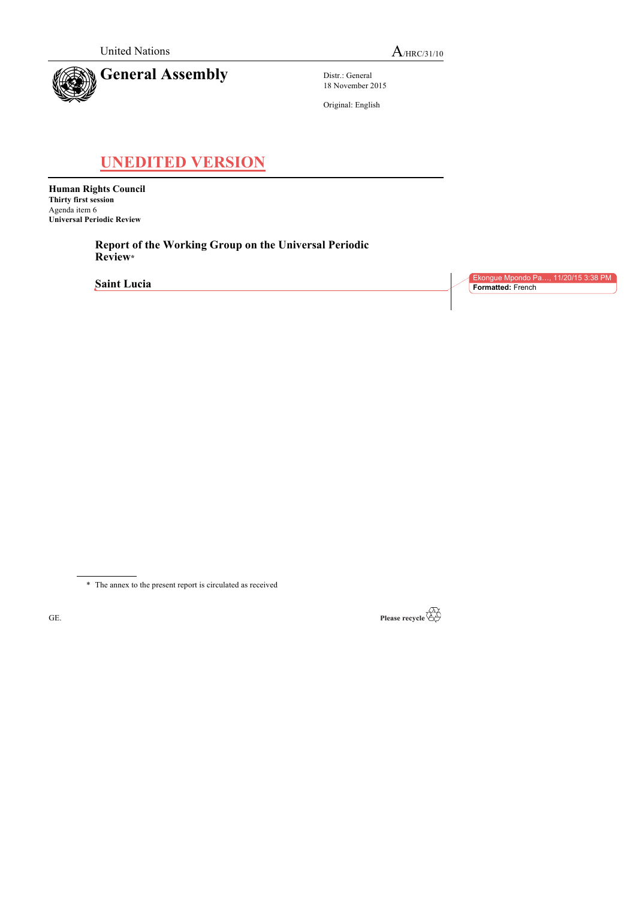United Nations

A/HRC/31/10

# General Assembly

Distr.: General
18 November 2015

Original: English

**UNEDITED VERSION**

**Human Rights Council**
**Thirty first session**
Agenda item 6
**Universal Periodic Review**

## Report of the Working Group on the Universal Periodic Review*

## Saint Lucia

\* The annex to the present report is circulated as received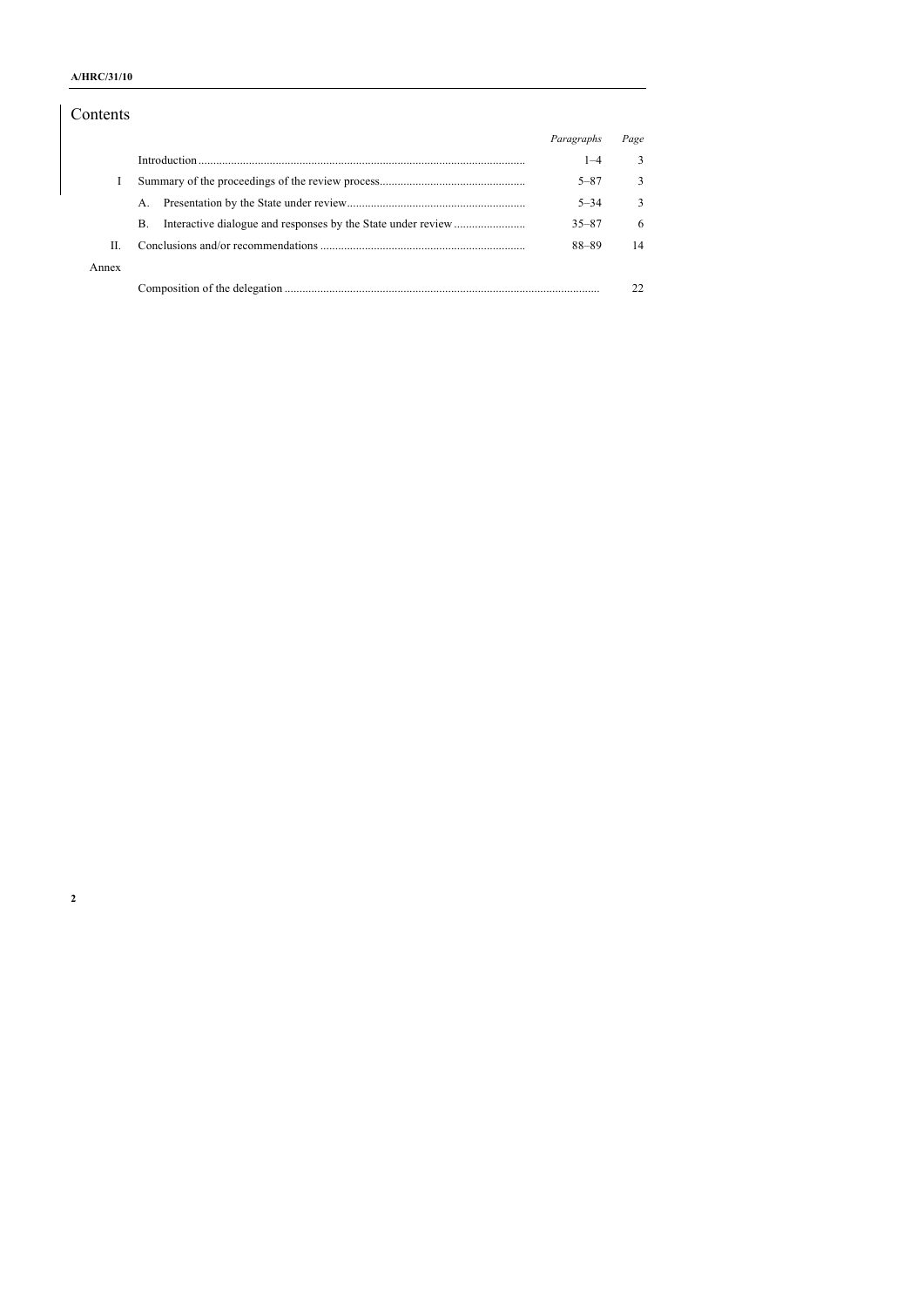# Contents

| | | *Paragraphs* | *Page* |
|---|---|---|---|
| | Introduction | 1–4 | 3 |
| I | Summary of the proceedings of the review process | 5–87 | 3 |
| | A. Presentation by the State under review | 5–34 | 3 |
| | B. Interactive dialogue and responses by the State under review | 35–87 | 6 |
| II. | Conclusions and/or recommendations | 88–89 | 14 |
| Annex | | | |
| | Composition of the delegation | | 22 |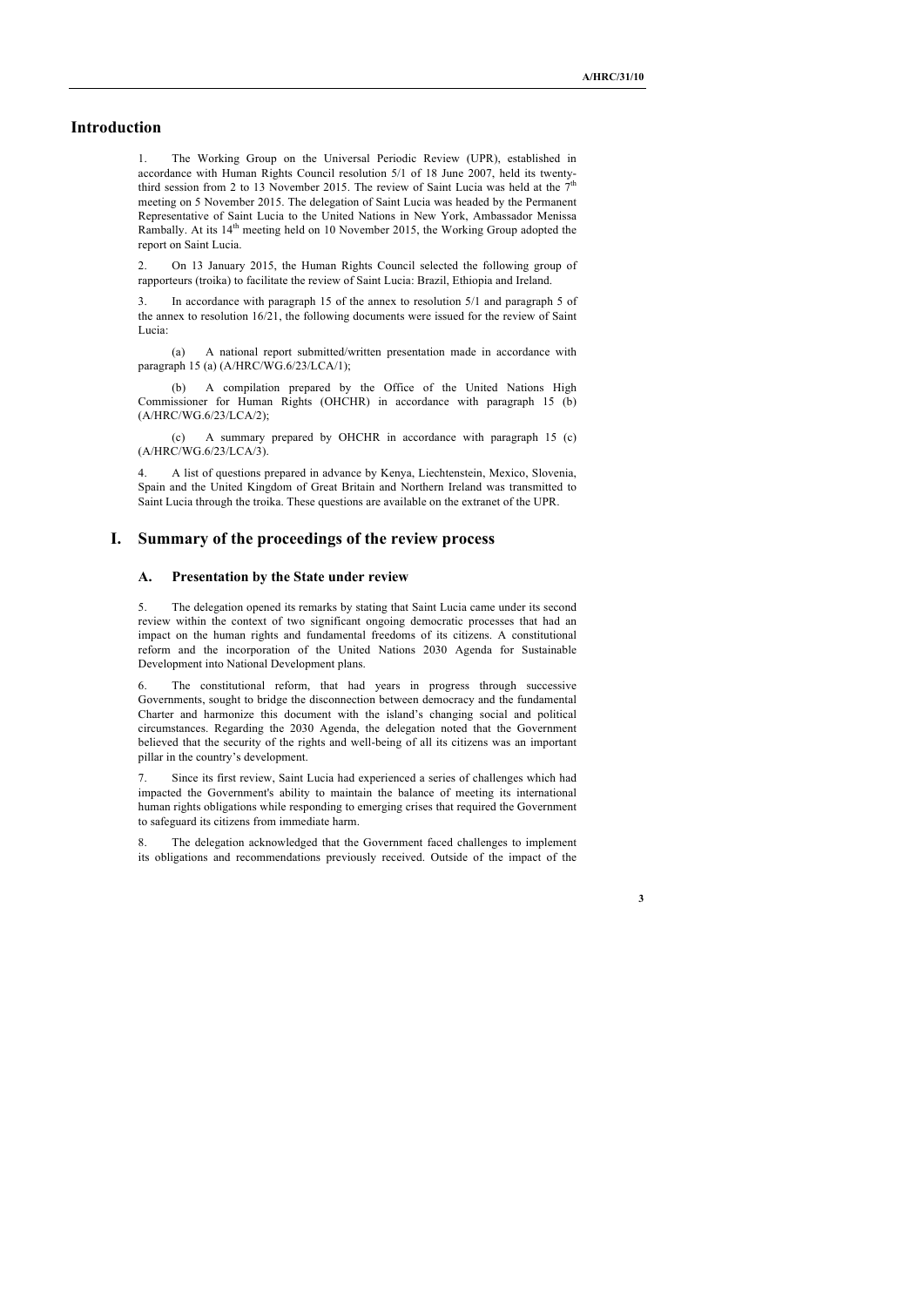## Introduction

1. The Working Group on the Universal Periodic Review (UPR), established in accordance with Human Rights Council resolution 5/1 of 18 June 2007, held its twenty-third session from 2 to 13 November 2015. The review of Saint Lucia was held at the 7th meeting on 5 November 2015. The delegation of Saint Lucia was headed by the Permanent Representative of Saint Lucia to the United Nations in New York, Ambassador Menissa Rambally. At its 14th meeting held on 10 November 2015, the Working Group adopted the report on Saint Lucia.

2. On 13 January 2015, the Human Rights Council selected the following group of rapporteurs (troika) to facilitate the review of Saint Lucia: Brazil, Ethiopia and Ireland.

3. In accordance with paragraph 15 of the annex to resolution 5/1 and paragraph 5 of the annex to resolution 16/21, the following documents were issued for the review of Saint Lucia:

(a) A national report submitted/written presentation made in accordance with paragraph 15 (a) (A/HRC/WG.6/23/LCA/1);

(b) A compilation prepared by the Office of the United Nations High Commissioner for Human Rights (OHCHR) in accordance with paragraph 15 (b) (A/HRC/WG.6/23/LCA/2);

(c) A summary prepared by OHCHR in accordance with paragraph 15 (c) (A/HRC/WG.6/23/LCA/3).

4. A list of questions prepared in advance by Kenya, Liechtenstein, Mexico, Slovenia, Spain and the United Kingdom of Great Britain and Northern Ireland was transmitted to Saint Lucia through the troika. These questions are available on the extranet of the UPR.

## I. Summary of the proceedings of the review process

### A. Presentation by the State under review

5. The delegation opened its remarks by stating that Saint Lucia came under its second review within the context of two significant ongoing democratic processes that had an impact on the human rights and fundamental freedoms of its citizens. A constitutional reform and the incorporation of the United Nations 2030 Agenda for Sustainable Development into National Development plans.

6. The constitutional reform, that had years in progress through successive Governments, sought to bridge the disconnection between democracy and the fundamental Charter and harmonize this document with the island's changing social and political circumstances. Regarding the 2030 Agenda, the delegation noted that the Government believed that the security of the rights and well-being of all its citizens was an important pillar in the country's development.

7. Since its first review, Saint Lucia had experienced a series of challenges which had impacted the Government's ability to maintain the balance of meeting its international human rights obligations while responding to emerging crises that required the Government to safeguard its citizens from immediate harm.

8. The delegation acknowledged that the Government faced challenges to implement its obligations and recommendations previously received. Outside of the impact of the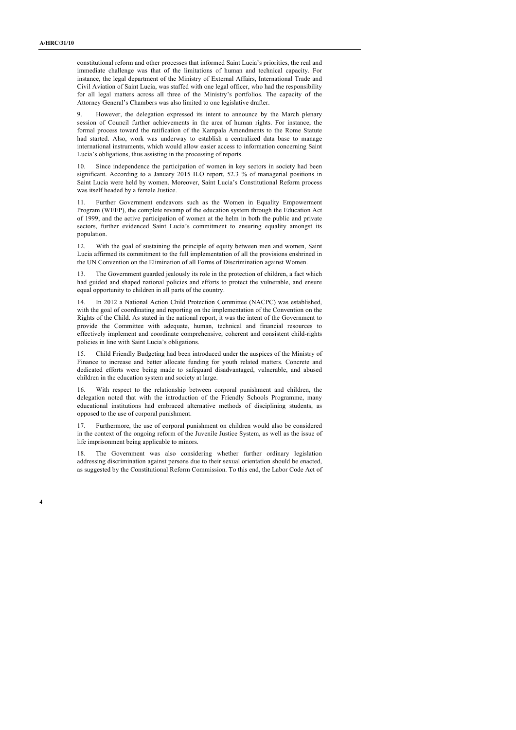constitutional reform and other processes that informed Saint Lucia's priorities, the real and immediate challenge was that of the limitations of human and technical capacity. For instance, the legal department of the Ministry of External Affairs, International Trade and Civil Aviation of Saint Lucia, was staffed with one legal officer, who had the responsibility for all legal matters across all three of the Ministry's portfolios. The capacity of the Attorney General's Chambers was also limited to one legislative drafter.

9. However, the delegation expressed its intent to announce by the March plenary session of Council further achievements in the area of human rights. For instance, the formal process toward the ratification of the Kampala Amendments to the Rome Statute had started. Also, work was underway to establish a centralized data base to manage international instruments, which would allow easier access to information concerning Saint Lucia's obligations, thus assisting in the processing of reports.

10. Since independence the participation of women in key sectors in society had been significant. According to a January 2015 ILO report, 52.3 % of managerial positions in Saint Lucia were held by women. Moreover, Saint Lucia's Constitutional Reform process was itself headed by a female Justice.

11. Further Government endeavors such as the Women in Equality Empowerment Program (WEEP), the complete revamp of the education system through the Education Act of 1999, and the active participation of women at the helm in both the public and private sectors, further evidenced Saint Lucia's commitment to ensuring equality amongst its population.

12. With the goal of sustaining the principle of equity between men and women, Saint Lucia affirmed its commitment to the full implementation of all the provisions enshrined in the UN Convention on the Elimination of all Forms of Discrimination against Women.

13. The Government guarded jealously its role in the protection of children, a fact which had guided and shaped national policies and efforts to protect the vulnerable, and ensure equal opportunity to children in all parts of the country.

14. In 2012 a National Action Child Protection Committee (NACPC) was established, with the goal of coordinating and reporting on the implementation of the Convention on the Rights of the Child. As stated in the national report, it was the intent of the Government to provide the Committee with adequate, human, technical and financial resources to effectively implement and coordinate comprehensive, coherent and consistent child-rights policies in line with Saint Lucia's obligations.

15. Child Friendly Budgeting had been introduced under the auspices of the Ministry of Finance to increase and better allocate funding for youth related matters. Concrete and dedicated efforts were being made to safeguard disadvantaged, vulnerable, and abused children in the education system and society at large.

16. With respect to the relationship between corporal punishment and children, the delegation noted that with the introduction of the Friendly Schools Programme, many educational institutions had embraced alternative methods of disciplining students, as opposed to the use of corporal punishment.

17. Furthermore, the use of corporal punishment on children would also be considered in the context of the ongoing reform of the Juvenile Justice System, as well as the issue of life imprisonment being applicable to minors.

18. The Government was also considering whether further ordinary legislation addressing discrimination against persons due to their sexual orientation should be enacted, as suggested by the Constitutional Reform Commission. To this end, the Labor Code Act of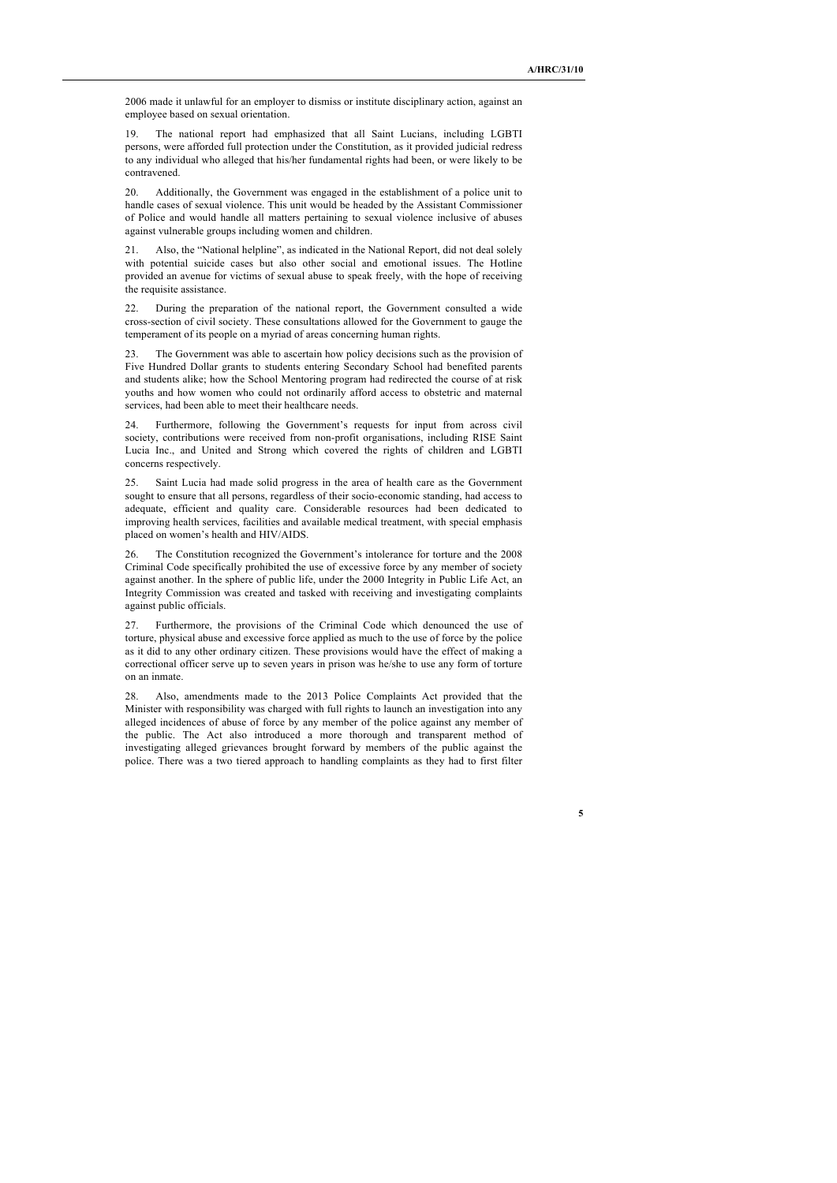2006 made it unlawful for an employer to dismiss or institute disciplinary action, against an employee based on sexual orientation.

19. The national report had emphasized that all Saint Lucians, including LGBTI persons, were afforded full protection under the Constitution, as it provided judicial redress to any individual who alleged that his/her fundamental rights had been, or were likely to be contravened.

20. Additionally, the Government was engaged in the establishment of a police unit to handle cases of sexual violence. This unit would be headed by the Assistant Commissioner of Police and would handle all matters pertaining to sexual violence inclusive of abuses against vulnerable groups including women and children.

21. Also, the "National helpline", as indicated in the National Report, did not deal solely with potential suicide cases but also other social and emotional issues. The Hotline provided an avenue for victims of sexual abuse to speak freely, with the hope of receiving the requisite assistance.

22. During the preparation of the national report, the Government consulted a wide cross-section of civil society. These consultations allowed for the Government to gauge the temperament of its people on a myriad of areas concerning human rights.

23. The Government was able to ascertain how policy decisions such as the provision of Five Hundred Dollar grants to students entering Secondary School had benefited parents and students alike; how the School Mentoring program had redirected the course of at risk youths and how women who could not ordinarily afford access to obstetric and maternal services, had been able to meet their healthcare needs.

24. Furthermore, following the Government's requests for input from across civil society, contributions were received from non-profit organisations, including RISE Saint Lucia Inc., and United and Strong which covered the rights of children and LGBTI concerns respectively.

25. Saint Lucia had made solid progress in the area of health care as the Government sought to ensure that all persons, regardless of their socio-economic standing, had access to adequate, efficient and quality care. Considerable resources had been dedicated to improving health services, facilities and available medical treatment, with special emphasis placed on women's health and HIV/AIDS.

26. The Constitution recognized the Government's intolerance for torture and the 2008 Criminal Code specifically prohibited the use of excessive force by any member of society against another. In the sphere of public life, under the 2000 Integrity in Public Life Act, an Integrity Commission was created and tasked with receiving and investigating complaints against public officials.

27. Furthermore, the provisions of the Criminal Code which denounced the use of torture, physical abuse and excessive force applied as much to the use of force by the police as it did to any other ordinary citizen. These provisions would have the effect of making a correctional officer serve up to seven years in prison was he/she to use any form of torture on an inmate.

28. Also, amendments made to the 2013 Police Complaints Act provided that the Minister with responsibility was charged with full rights to launch an investigation into any alleged incidences of abuse of force by any member of the police against any member of the public. The Act also introduced a more thorough and transparent method of investigating alleged grievances brought forward by members of the public against the police. There was a two tiered approach to handling complaints as they had to first filter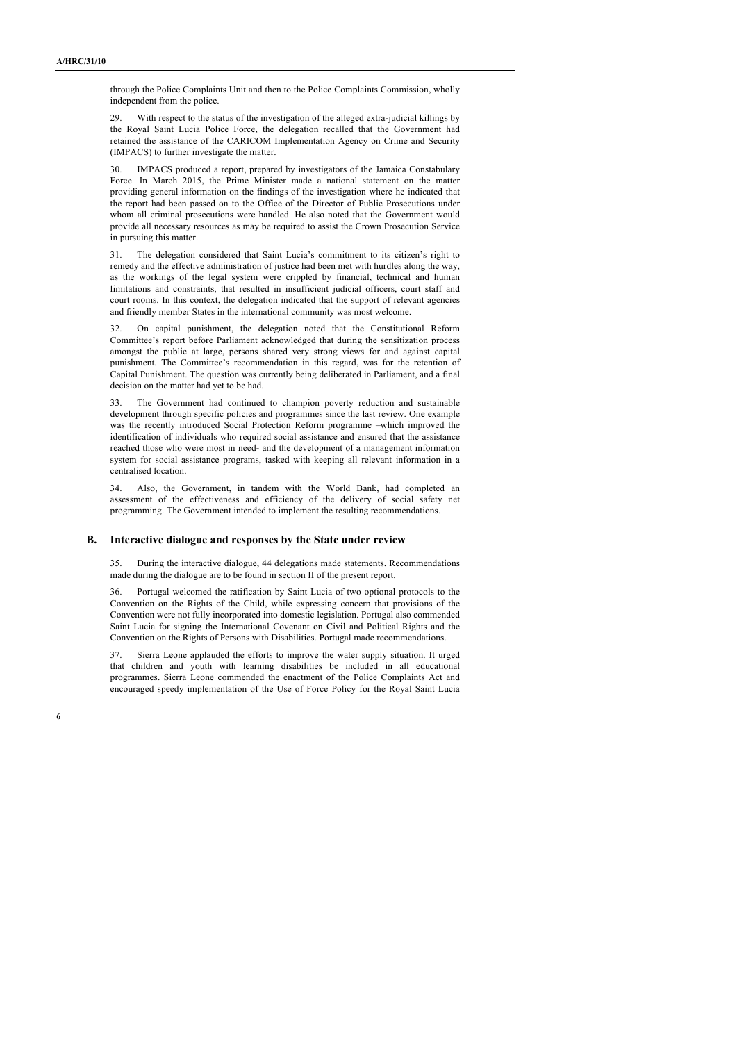through the Police Complaints Unit and then to the Police Complaints Commission, wholly independent from the police.

29. With respect to the status of the investigation of the alleged extra-judicial killings by the Royal Saint Lucia Police Force, the delegation recalled that the Government had retained the assistance of the CARICOM Implementation Agency on Crime and Security (IMPACS) to further investigate the matter.

30. IMPACS produced a report, prepared by investigators of the Jamaica Constabulary Force. In March 2015, the Prime Minister made a national statement on the matter providing general information on the findings of the investigation where he indicated that the report had been passed on to the Office of the Director of Public Prosecutions under whom all criminal prosecutions were handled. He also noted that the Government would provide all necessary resources as may be required to assist the Crown Prosecution Service in pursuing this matter.

31. The delegation considered that Saint Lucia's commitment to its citizen's right to remedy and the effective administration of justice had been met with hurdles along the way, as the workings of the legal system were crippled by financial, technical and human limitations and constraints, that resulted in insufficient judicial officers, court staff and court rooms. In this context, the delegation indicated that the support of relevant agencies and friendly member States in the international community was most welcome.

32. On capital punishment, the delegation noted that the Constitutional Reform Committee's report before Parliament acknowledged that during the sensitization process amongst the public at large, persons shared very strong views for and against capital punishment. The Committee's recommendation in this regard, was for the retention of Capital Punishment. The question was currently being deliberated in Parliament, and a final decision on the matter had yet to be had.

33. The Government had continued to champion poverty reduction and sustainable development through specific policies and programmes since the last review. One example was the recently introduced Social Protection Reform programme –which improved the identification of individuals who required social assistance and ensured that the assistance reached those who were most in need- and the development of a management information system for social assistance programs, tasked with keeping all relevant information in a centralised location.

34. Also, the Government, in tandem with the World Bank, had completed an assessment of the effectiveness and efficiency of the delivery of social safety net programming. The Government intended to implement the resulting recommendations.

## B. Interactive dialogue and responses by the State under review

35. During the interactive dialogue, 44 delegations made statements. Recommendations made during the dialogue are to be found in section II of the present report.

36. Portugal welcomed the ratification by Saint Lucia of two optional protocols to the Convention on the Rights of the Child, while expressing concern that provisions of the Convention were not fully incorporated into domestic legislation. Portugal also commended Saint Lucia for signing the International Covenant on Civil and Political Rights and the Convention on the Rights of Persons with Disabilities. Portugal made recommendations.

37. Sierra Leone applauded the efforts to improve the water supply situation. It urged that children and youth with learning disabilities be included in all educational programmes. Sierra Leone commended the enactment of the Police Complaints Act and encouraged speedy implementation of the Use of Force Policy for the Royal Saint Lucia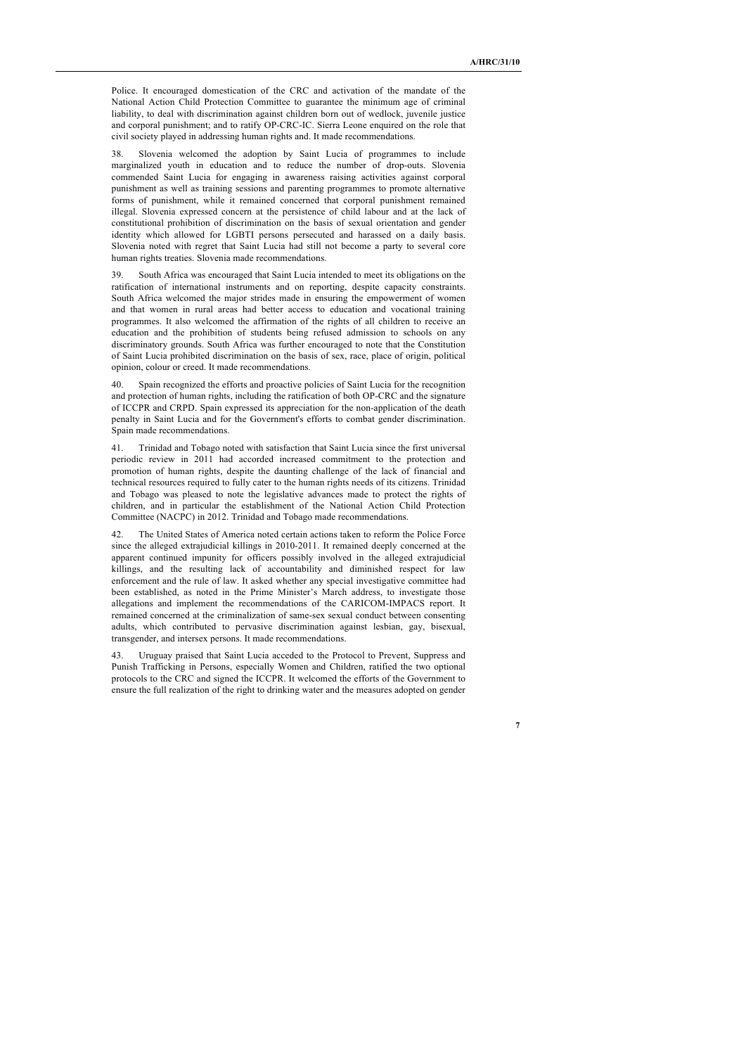Police. It encouraged domestication of the CRC and activation of the mandate of the National Action Child Protection Committee to guarantee the minimum age of criminal liability, to deal with discrimination against children born out of wedlock, juvenile justice and corporal punishment; and to ratify OP-CRC-IC. Sierra Leone enquired on the role that civil society played in addressing human rights and. It made recommendations.

38. Slovenia welcomed the adoption by Saint Lucia of programmes to include marginalized youth in education and to reduce the number of drop-outs. Slovenia commended Saint Lucia for engaging in awareness raising activities against corporal punishment as well as training sessions and parenting programmes to promote alternative forms of punishment, while it remained concerned that corporal punishment remained illegal. Slovenia expressed concern at the persistence of child labour and at the lack of constitutional prohibition of discrimination on the basis of sexual orientation and gender identity which allowed for LGBTI persons persecuted and harassed on a daily basis. Slovenia noted with regret that Saint Lucia had still not become a party to several core human rights treaties. Slovenia made recommendations.

39. South Africa was encouraged that Saint Lucia intended to meet its obligations on the ratification of international instruments and on reporting, despite capacity constraints. South Africa welcomed the major strides made in ensuring the empowerment of women and that women in rural areas had better access to education and vocational training programmes. It also welcomed the affirmation of the rights of all children to receive an education and the prohibition of students being refused admission to schools on any discriminatory grounds. South Africa was further encouraged to note that the Constitution of Saint Lucia prohibited discrimination on the basis of sex, race, place of origin, political opinion, colour or creed. It made recommendations.

40. Spain recognized the efforts and proactive policies of Saint Lucia for the recognition and protection of human rights, including the ratification of both OP-CRC and the signature of ICCPR and CRPD. Spain expressed its appreciation for the non-application of the death penalty in Saint Lucia and for the Government's efforts to combat gender discrimination. Spain made recommendations.

41. Trinidad and Tobago noted with satisfaction that Saint Lucia since the first universal periodic review in 2011 had accorded increased commitment to the protection and promotion of human rights, despite the daunting challenge of the lack of financial and technical resources required to fully cater to the human rights needs of its citizens. Trinidad and Tobago was pleased to note the legislative advances made to protect the rights of children, and in particular the establishment of the National Action Child Protection Committee (NACPC) in 2012. Trinidad and Tobago made recommendations.

42. The United States of America noted certain actions taken to reform the Police Force since the alleged extrajudicial killings in 2010-2011. It remained deeply concerned at the apparent continued impunity for officers possibly involved in the alleged extrajudicial killings, and the resulting lack of accountability and diminished respect for law enforcement and the rule of law. It asked whether any special investigative committee had been established, as noted in the Prime Minister's March address, to investigate those allegations and implement the recommendations of the CARICOM-IMPACS report. It remained concerned at the criminalization of same-sex sexual conduct between consenting adults, which contributed to pervasive discrimination against lesbian, gay, bisexual, transgender, and intersex persons. It made recommendations.

43. Uruguay praised that Saint Lucia acceded to the Protocol to Prevent, Suppress and Punish Trafficking in Persons, especially Women and Children, ratified the two optional protocols to the CRC and signed the ICCPR. It welcomed the efforts of the Government to ensure the full realization of the right to drinking water and the measures adopted on gender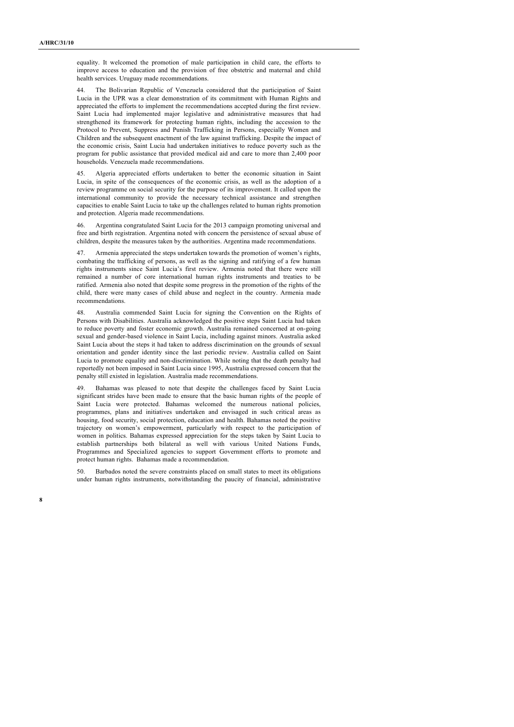equality. It welcomed the promotion of male participation in child care, the efforts to improve access to education and the provision of free obstetric and maternal and child health services. Uruguay made recommendations.

44. The Bolivarian Republic of Venezuela considered that the participation of Saint Lucia in the UPR was a clear demonstration of its commitment with Human Rights and appreciated the efforts to implement the recommendations accepted during the first review. Saint Lucia had implemented major legislative and administrative measures that had strengthened its framework for protecting human rights, including the accession to the Protocol to Prevent, Suppress and Punish Trafficking in Persons, especially Women and Children and the subsequent enactment of the law against trafficking. Despite the impact of the economic crisis, Saint Lucia had undertaken initiatives to reduce poverty such as the program for public assistance that provided medical aid and care to more than 2,400 poor households. Venezuela made recommendations.

45. Algeria appreciated efforts undertaken to better the economic situation in Saint Lucia, in spite of the consequences of the economic crisis, as well as the adoption of a review programme on social security for the purpose of its improvement. It called upon the international community to provide the necessary technical assistance and strengthen capacities to enable Saint Lucia to take up the challenges related to human rights promotion and protection. Algeria made recommendations.

46. Argentina congratulated Saint Lucia for the 2013 campaign promoting universal and free and birth registration. Argentina noted with concern the persistence of sexual abuse of children, despite the measures taken by the authorities. Argentina made recommendations.

47. Armenia appreciated the steps undertaken towards the promotion of women's rights, combating the trafficking of persons, as well as the signing and ratifying of a few human rights instruments since Saint Lucia's first review. Armenia noted that there were still remained a number of core international human rights instruments and treaties to be ratified. Armenia also noted that despite some progress in the promotion of the rights of the child, there were many cases of child abuse and neglect in the country. Armenia made recommendations.

48. Australia commended Saint Lucia for signing the Convention on the Rights of Persons with Disabilities. Australia acknowledged the positive steps Saint Lucia had taken to reduce poverty and foster economic growth. Australia remained concerned at on-going sexual and gender-based violence in Saint Lucia, including against minors. Australia asked Saint Lucia about the steps it had taken to address discrimination on the grounds of sexual orientation and gender identity since the last periodic review. Australia called on Saint Lucia to promote equality and non-discrimination. While noting that the death penalty had reportedly not been imposed in Saint Lucia since 1995, Australia expressed concern that the penalty still existed in legislation. Australia made recommendations.

49. Bahamas was pleased to note that despite the challenges faced by Saint Lucia significant strides have been made to ensure that the basic human rights of the people of Saint Lucia were protected. Bahamas welcomed the numerous national policies, programmes, plans and initiatives undertaken and envisaged in such critical areas as housing, food security, social protection, education and health. Bahamas noted the positive trajectory on women's empowerment, particularly with respect to the participation of women in politics. Bahamas expressed appreciation for the steps taken by Saint Lucia to establish partnerships both bilateral as well with various United Nations Funds, Programmes and Specialized agencies to support Government efforts to promote and protect human rights. Bahamas made a recommendation.

50. Barbados noted the severe constraints placed on small states to meet its obligations under human rights instruments, notwithstanding the paucity of financial, administrative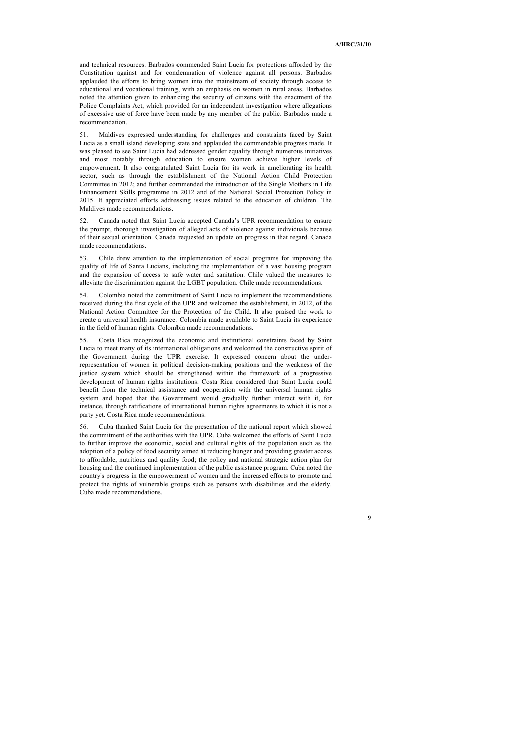and technical resources. Barbados commended Saint Lucia for protections afforded by the Constitution against and for condemnation of violence against all persons. Barbados applauded the efforts to bring women into the mainstream of society through access to educational and vocational training, with an emphasis on women in rural areas. Barbados noted the attention given to enhancing the security of citizens with the enactment of the Police Complaints Act, which provided for an independent investigation where allegations of excessive use of force have been made by any member of the public. Barbados made a recommendation.

51. Maldives expressed understanding for challenges and constraints faced by Saint Lucia as a small island developing state and applauded the commendable progress made. It was pleased to see Saint Lucia had addressed gender equality through numerous initiatives and most notably through education to ensure women achieve higher levels of empowerment. It also congratulated Saint Lucia for its work in ameliorating its health sector, such as through the establishment of the National Action Child Protection Committee in 2012; and further commended the introduction of the Single Mothers in Life Enhancement Skills programme in 2012 and of the National Social Protection Policy in 2015. It appreciated efforts addressing issues related to the education of children. The Maldives made recommendations.

52. Canada noted that Saint Lucia accepted Canada's UPR recommendation to ensure the prompt, thorough investigation of alleged acts of violence against individuals because of their sexual orientation. Canada requested an update on progress in that regard. Canada made recommendations.

53. Chile drew attention to the implementation of social programs for improving the quality of life of Santa Lucians, including the implementation of a vast housing program and the expansion of access to safe water and sanitation. Chile valued the measures to alleviate the discrimination against the LGBT population. Chile made recommendations.

54. Colombia noted the commitment of Saint Lucia to implement the recommendations received during the first cycle of the UPR and welcomed the establishment, in 2012, of the National Action Committee for the Protection of the Child. It also praised the work to create a universal health insurance. Colombia made available to Saint Lucia its experience in the field of human rights. Colombia made recommendations.

55. Costa Rica recognized the economic and institutional constraints faced by Saint Lucia to meet many of its international obligations and welcomed the constructive spirit of the Government during the UPR exercise. It expressed concern about the under-representation of women in political decision-making positions and the weakness of the justice system which should be strengthened within the framework of a progressive development of human rights institutions. Costa Rica considered that Saint Lucia could benefit from the technical assistance and cooperation with the universal human rights system and hoped that the Government would gradually further interact with it, for instance, through ratifications of international human rights agreements to which it is not a party yet. Costa Rica made recommendations.

56. Cuba thanked Saint Lucia for the presentation of the national report which showed the commitment of the authorities with the UPR. Cuba welcomed the efforts of Saint Lucia to further improve the economic, social and cultural rights of the population such as the adoption of a policy of food security aimed at reducing hunger and providing greater access to affordable, nutritious and quality food; the policy and national strategic action plan for housing and the continued implementation of the public assistance program. Cuba noted the country's progress in the empowerment of women and the increased efforts to promote and protect the rights of vulnerable groups such as persons with disabilities and the elderly. Cuba made recommendations.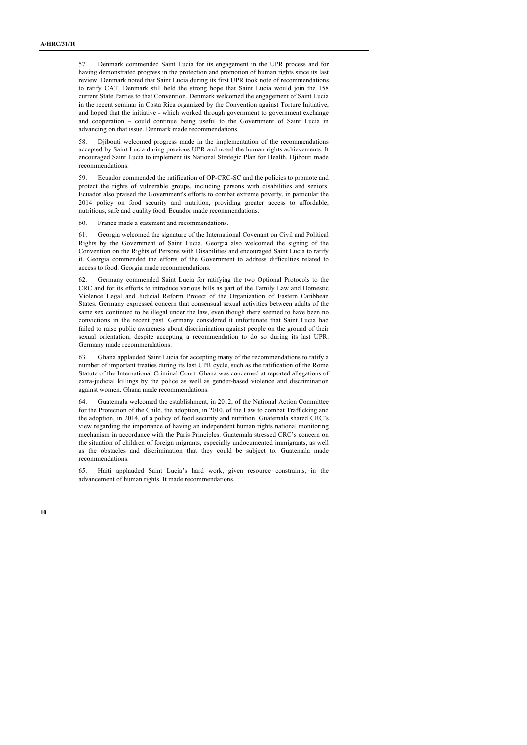57. Denmark commended Saint Lucia for its engagement in the UPR process and for having demonstrated progress in the protection and promotion of human rights since its last review. Denmark noted that Saint Lucia during its first UPR took note of recommendations to ratify CAT. Denmark still held the strong hope that Saint Lucia would join the 158 current State Parties to that Convention. Denmark welcomed the engagement of Saint Lucia in the recent seminar in Costa Rica organized by the Convention against Torture Initiative, and hoped that the initiative - which worked through government to government exchange and cooperation – could continue being useful to the Government of Saint Lucia in advancing on that issue. Denmark made recommendations.

58. Djibouti welcomed progress made in the implementation of the recommendations accepted by Saint Lucia during previous UPR and noted the human rights achievements. It encouraged Saint Lucia to implement its National Strategic Plan for Health. Djibouti made recommendations.

59. Ecuador commended the ratification of OP-CRC-SC and the policies to promote and protect the rights of vulnerable groups, including persons with disabilities and seniors. Ecuador also praised the Government's efforts to combat extreme poverty, in particular the 2014 policy on food security and nutrition, providing greater access to affordable, nutritious, safe and quality food. Ecuador made recommendations.

60. France made a statement and recommendations.

61. Georgia welcomed the signature of the International Covenant on Civil and Political Rights by the Government of Saint Lucia. Georgia also welcomed the signing of the Convention on the Rights of Persons with Disabilities and encouraged Saint Lucia to ratify it. Georgia commended the efforts of the Government to address difficulties related to access to food. Georgia made recommendations.

62. Germany commended Saint Lucia for ratifying the two Optional Protocols to the CRC and for its efforts to introduce various bills as part of the Family Law and Domestic Violence Legal and Judicial Reform Project of the Organization of Eastern Caribbean States. Germany expressed concern that consensual sexual activities between adults of the same sex continued to be illegal under the law, even though there seemed to have been no convictions in the recent past. Germany considered it unfortunate that Saint Lucia had failed to raise public awareness about discrimination against people on the ground of their sexual orientation, despite accepting a recommendation to do so during its last UPR. Germany made recommendations.

63. Ghana applauded Saint Lucia for accepting many of the recommendations to ratify a number of important treaties during its last UPR cycle, such as the ratification of the Rome Statute of the International Criminal Court. Ghana was concerned at reported allegations of extra-judicial killings by the police as well as gender-based violence and discrimination against women. Ghana made recommendations.

64. Guatemala welcomed the establishment, in 2012, of the National Action Committee for the Protection of the Child, the adoption, in 2010, of the Law to combat Trafficking and the adoption, in 2014, of a policy of food security and nutrition. Guatemala shared CRC's view regarding the importance of having an independent human rights national monitoring mechanism in accordance with the Paris Principles. Guatemala stressed CRC's concern on the situation of children of foreign migrants, especially undocumented immigrants, as well as the obstacles and discrimination that they could be subject to. Guatemala made recommendations.

65. Haiti applauded Saint Lucia's hard work, given resource constraints, in the advancement of human rights. It made recommendations.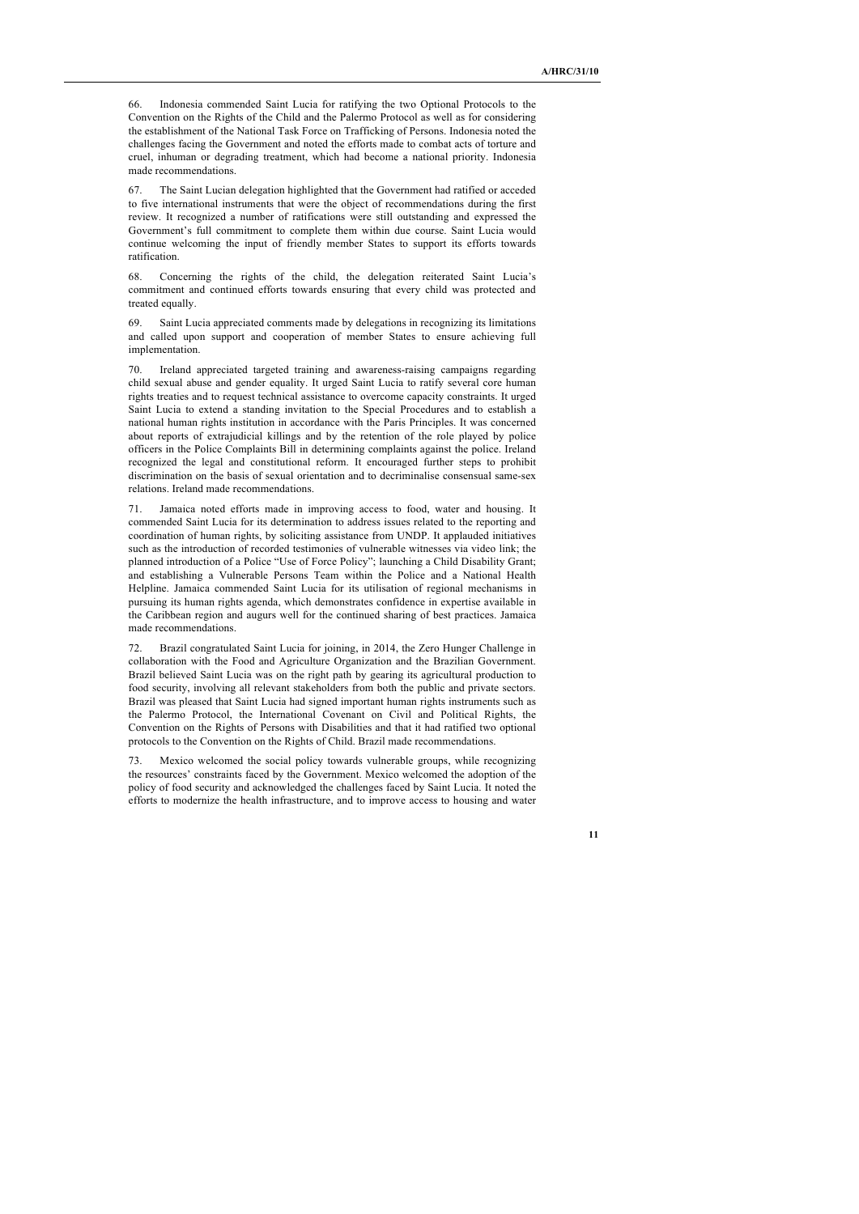66. Indonesia commended Saint Lucia for ratifying the two Optional Protocols to the Convention on the Rights of the Child and the Palermo Protocol as well as for considering the establishment of the National Task Force on Trafficking of Persons. Indonesia noted the challenges facing the Government and noted the efforts made to combat acts of torture and cruel, inhuman or degrading treatment, which had become a national priority. Indonesia made recommendations.

67. The Saint Lucian delegation highlighted that the Government had ratified or acceded to five international instruments that were the object of recommendations during the first review. It recognized a number of ratifications were still outstanding and expressed the Government's full commitment to complete them within due course. Saint Lucia would continue welcoming the input of friendly member States to support its efforts towards ratification.

68. Concerning the rights of the child, the delegation reiterated Saint Lucia's commitment and continued efforts towards ensuring that every child was protected and treated equally.

69. Saint Lucia appreciated comments made by delegations in recognizing its limitations and called upon support and cooperation of member States to ensure achieving full implementation.

70. Ireland appreciated targeted training and awareness-raising campaigns regarding child sexual abuse and gender equality. It urged Saint Lucia to ratify several core human rights treaties and to request technical assistance to overcome capacity constraints. It urged Saint Lucia to extend a standing invitation to the Special Procedures and to establish a national human rights institution in accordance with the Paris Principles. It was concerned about reports of extrajudicial killings and by the retention of the role played by police officers in the Police Complaints Bill in determining complaints against the police. Ireland recognized the legal and constitutional reform. It encouraged further steps to prohibit discrimination on the basis of sexual orientation and to decriminalise consensual same-sex relations. Ireland made recommendations.

71. Jamaica noted efforts made in improving access to food, water and housing. It commended Saint Lucia for its determination to address issues related to the reporting and coordination of human rights, by soliciting assistance from UNDP. It applauded initiatives such as the introduction of recorded testimonies of vulnerable witnesses via video link; the planned introduction of a Police "Use of Force Policy"; launching a Child Disability Grant; and establishing a Vulnerable Persons Team within the Police and a National Health Helpline. Jamaica commended Saint Lucia for its utilisation of regional mechanisms in pursuing its human rights agenda, which demonstrates confidence in expertise available in the Caribbean region and augurs well for the continued sharing of best practices. Jamaica made recommendations.

72. Brazil congratulated Saint Lucia for joining, in 2014, the Zero Hunger Challenge in collaboration with the Food and Agriculture Organization and the Brazilian Government. Brazil believed Saint Lucia was on the right path by gearing its agricultural production to food security, involving all relevant stakeholders from both the public and private sectors. Brazil was pleased that Saint Lucia had signed important human rights instruments such as the Palermo Protocol, the International Covenant on Civil and Political Rights, the Convention on the Rights of Persons with Disabilities and that it had ratified two optional protocols to the Convention on the Rights of Child. Brazil made recommendations.

73. Mexico welcomed the social policy towards vulnerable groups, while recognizing the resources' constraints faced by the Government. Mexico welcomed the adoption of the policy of food security and acknowledged the challenges faced by Saint Lucia. It noted the efforts to modernize the health infrastructure, and to improve access to housing and water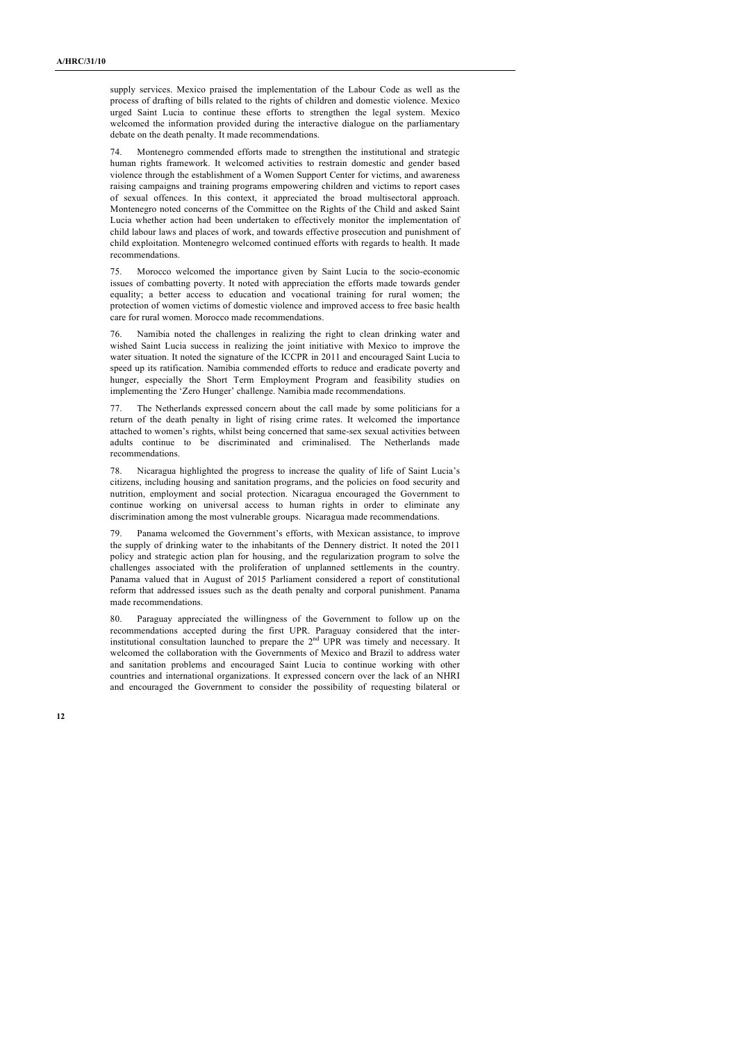supply services. Mexico praised the implementation of the Labour Code as well as the process of drafting of bills related to the rights of children and domestic violence. Mexico urged Saint Lucia to continue these efforts to strengthen the legal system. Mexico welcomed the information provided during the interactive dialogue on the parliamentary debate on the death penalty. It made recommendations.

74. Montenegro commended efforts made to strengthen the institutional and strategic human rights framework. It welcomed activities to restrain domestic and gender based violence through the establishment of a Women Support Center for victims, and awareness raising campaigns and training programs empowering children and victims to report cases of sexual offences. In this context, it appreciated the broad multisectoral approach. Montenegro noted concerns of the Committee on the Rights of the Child and asked Saint Lucia whether action had been undertaken to effectively monitor the implementation of child labour laws and places of work, and towards effective prosecution and punishment of child exploitation. Montenegro welcomed continued efforts with regards to health. It made recommendations.

75. Morocco welcomed the importance given by Saint Lucia to the socio-economic issues of combatting poverty. It noted with appreciation the efforts made towards gender equality; a better access to education and vocational training for rural women; the protection of women victims of domestic violence and improved access to free basic health care for rural women. Morocco made recommendations.

76. Namibia noted the challenges in realizing the right to clean drinking water and wished Saint Lucia success in realizing the joint initiative with Mexico to improve the water situation. It noted the signature of the ICCPR in 2011 and encouraged Saint Lucia to speed up its ratification. Namibia commended efforts to reduce and eradicate poverty and hunger, especially the Short Term Employment Program and feasibility studies on implementing the 'Zero Hunger' challenge. Namibia made recommendations.

77. The Netherlands expressed concern about the call made by some politicians for a return of the death penalty in light of rising crime rates. It welcomed the importance attached to women's rights, whilst being concerned that same-sex sexual activities between adults continue to be discriminated and criminalised. The Netherlands made recommendations.

78. Nicaragua highlighted the progress to increase the quality of life of Saint Lucia's citizens, including housing and sanitation programs, and the policies on food security and nutrition, employment and social protection. Nicaragua encouraged the Government to continue working on universal access to human rights in order to eliminate any discrimination among the most vulnerable groups. Nicaragua made recommendations.

79. Panama welcomed the Government's efforts, with Mexican assistance, to improve the supply of drinking water to the inhabitants of the Dennery district. It noted the 2011 policy and strategic action plan for housing, and the regularization program to solve the challenges associated with the proliferation of unplanned settlements in the country. Panama valued that in August of 2015 Parliament considered a report of constitutional reform that addressed issues such as the death penalty and corporal punishment. Panama made recommendations.

80. Paraguay appreciated the willingness of the Government to follow up on the recommendations accepted during the first UPR. Paraguay considered that the inter-institutional consultation launched to prepare the 2nd UPR was timely and necessary. It welcomed the collaboration with the Governments of Mexico and Brazil to address water and sanitation problems and encouraged Saint Lucia to continue working with other countries and international organizations. It expressed concern over the lack of an NHRI and encouraged the Government to consider the possibility of requesting bilateral or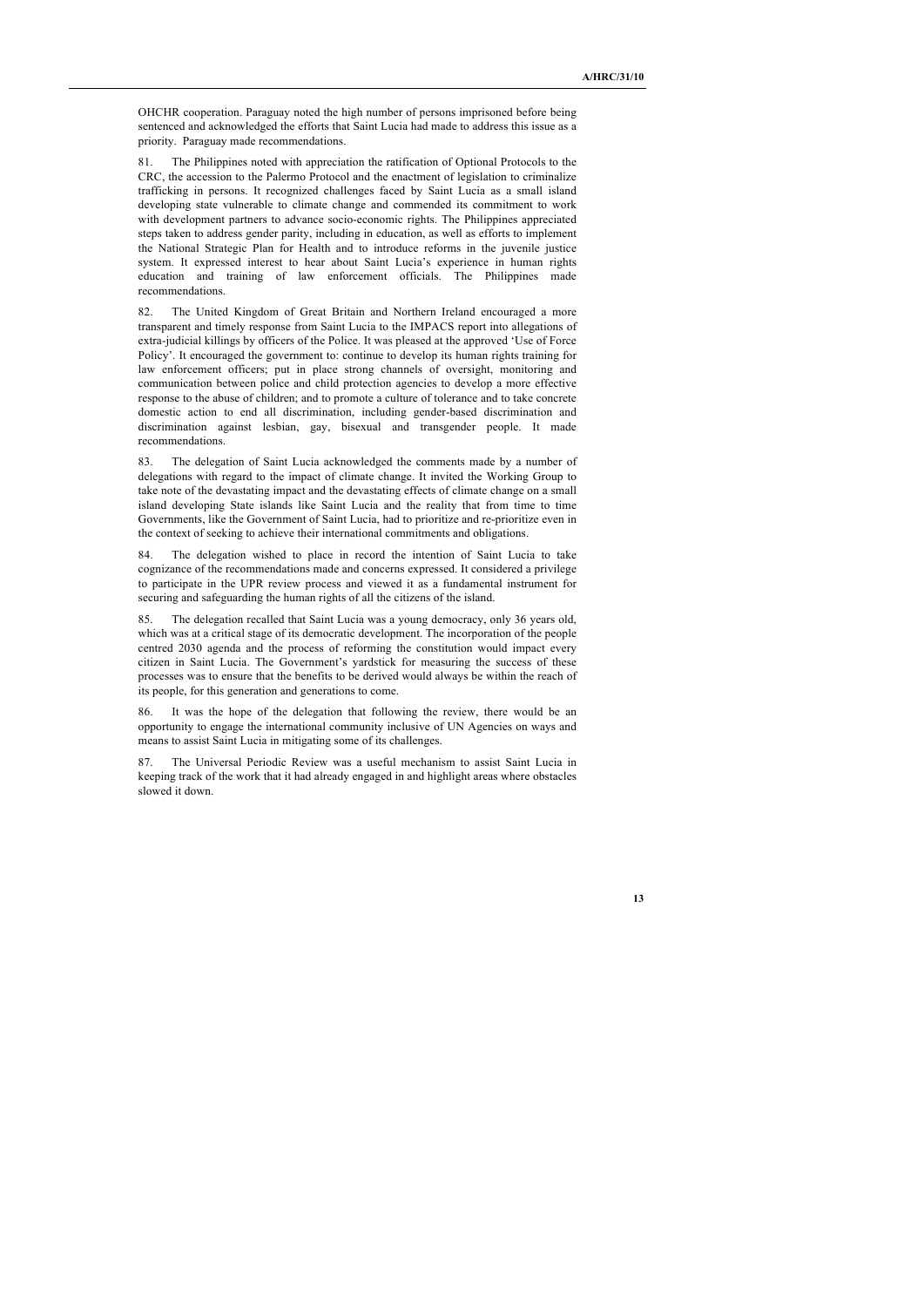OHCHR cooperation. Paraguay noted the high number of persons imprisoned before being sentenced and acknowledged the efforts that Saint Lucia had made to address this issue as a priority. Paraguay made recommendations.

81. The Philippines noted with appreciation the ratification of Optional Protocols to the CRC, the accession to the Palermo Protocol and the enactment of legislation to criminalize trafficking in persons. It recognized challenges faced by Saint Lucia as a small island developing state vulnerable to climate change and commended its commitment to work with development partners to advance socio-economic rights. The Philippines appreciated steps taken to address gender parity, including in education, as well as efforts to implement the National Strategic Plan for Health and to introduce reforms in the juvenile justice system. It expressed interest to hear about Saint Lucia's experience in human rights education and training of law enforcement officials. The Philippines made recommendations.

82. The United Kingdom of Great Britain and Northern Ireland encouraged a more transparent and timely response from Saint Lucia to the IMPACS report into allegations of extra-judicial killings by officers of the Police. It was pleased at the approved 'Use of Force Policy'. It encouraged the government to: continue to develop its human rights training for law enforcement officers; put in place strong channels of oversight, monitoring and communication between police and child protection agencies to develop a more effective response to the abuse of children; and to promote a culture of tolerance and to take concrete domestic action to end all discrimination, including gender-based discrimination and discrimination against lesbian, gay, bisexual and transgender people. It made recommendations.

83. The delegation of Saint Lucia acknowledged the comments made by a number of delegations with regard to the impact of climate change. It invited the Working Group to take note of the devastating impact and the devastating effects of climate change on a small island developing State islands like Saint Lucia and the reality that from time to time Governments, like the Government of Saint Lucia, had to prioritize and re-prioritize even in the context of seeking to achieve their international commitments and obligations.

84. The delegation wished to place in record the intention of Saint Lucia to take cognizance of the recommendations made and concerns expressed. It considered a privilege to participate in the UPR review process and viewed it as a fundamental instrument for securing and safeguarding the human rights of all the citizens of the island.

85. The delegation recalled that Saint Lucia was a young democracy, only 36 years old, which was at a critical stage of its democratic development. The incorporation of the people centred 2030 agenda and the process of reforming the constitution would impact every citizen in Saint Lucia. The Government's yardstick for measuring the success of these processes was to ensure that the benefits to be derived would always be within the reach of its people, for this generation and generations to come.

86. It was the hope of the delegation that following the review, there would be an opportunity to engage the international community inclusive of UN Agencies on ways and means to assist Saint Lucia in mitigating some of its challenges.

87. The Universal Periodic Review was a useful mechanism to assist Saint Lucia in keeping track of the work that it had already engaged in and highlight areas where obstacles slowed it down.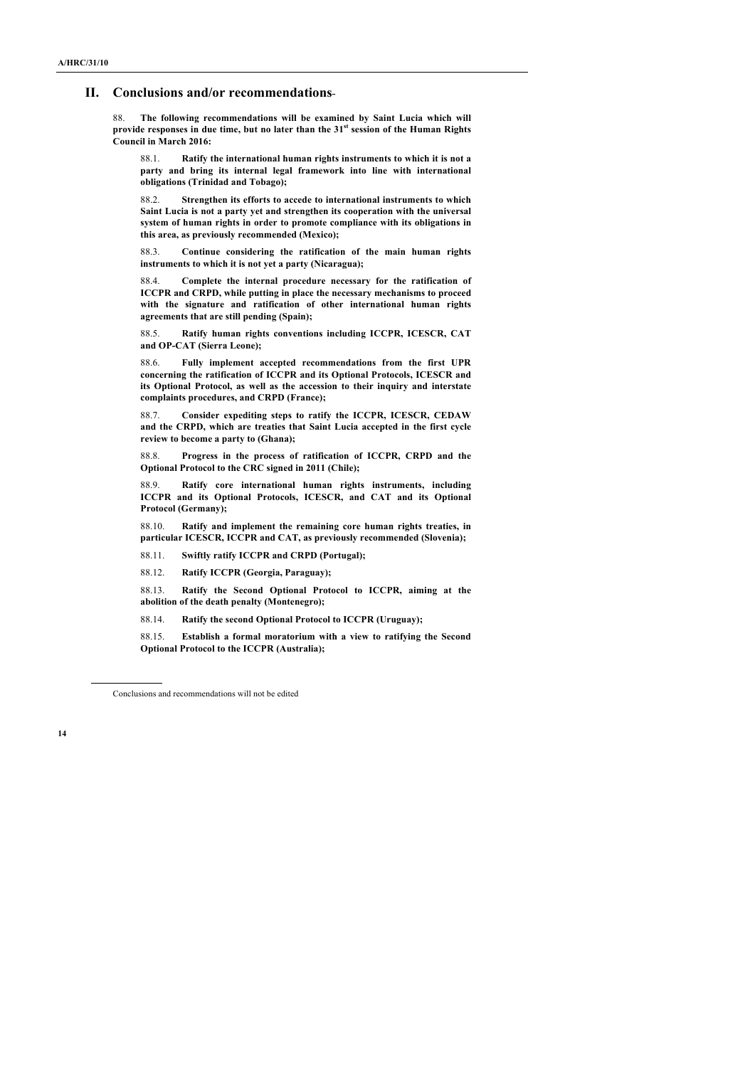## II. Conclusions and/or recommendations[*]

88. **The following recommendations will be examined by Saint Lucia which will provide responses in due time, but no later than the 31st session of the Human Rights Council in March 2016:**

88.1. **Ratify the international human rights instruments to which it is not a party and bring its internal legal framework into line with international obligations (Trinidad and Tobago);**

88.2. **Strengthen its efforts to accede to international instruments to which Saint Lucia is not a party yet and strengthen its cooperation with the universal system of human rights in order to promote compliance with its obligations in this area, as previously recommended (Mexico);**

88.3. **Continue considering the ratification of the main human rights instruments to which it is not yet a party (Nicaragua);**

88.4. **Complete the internal procedure necessary for the ratification of ICCPR and CRPD, while putting in place the necessary mechanisms to proceed with the signature and ratification of other international human rights agreements that are still pending (Spain);**

88.5. **Ratify human rights conventions including ICCPR, ICESCR, CAT and OP-CAT (Sierra Leone);**

88.6. **Fully implement accepted recommendations from the first UPR concerning the ratification of ICCPR and its Optional Protocols, ICESCR and its Optional Protocol, as well as the accession to their inquiry and interstate complaints procedures, and CRPD (France);**

88.7. **Consider expediting steps to ratify the ICCPR, ICESCR, CEDAW and the CRPD, which are treaties that Saint Lucia accepted in the first cycle review to become a party to (Ghana);**

88.8. **Progress in the process of ratification of ICCPR, CRPD and the Optional Protocol to the CRC signed in 2011 (Chile);**

88.9. **Ratify core international human rights instruments, including ICCPR and its Optional Protocols, ICESCR, and CAT and its Optional Protocol (Germany);**

88.10. **Ratify and implement the remaining core human rights treaties, in particular ICESCR, ICCPR and CAT, as previously recommended (Slovenia);**

88.11. **Swiftly ratify ICCPR and CRPD (Portugal);**

88.12. **Ratify ICCPR (Georgia, Paraguay);**

88.13. **Ratify the Second Optional Protocol to ICCPR, aiming at the abolition of the death penalty (Montenegro);**

88.14. **Ratify the second Optional Protocol to ICCPR (Uruguay);**

88.15. **Establish a formal moratorium with a view to ratifying the Second Optional Protocol to the ICCPR (Australia);**

---

[*] Conclusions and recommendations will not be edited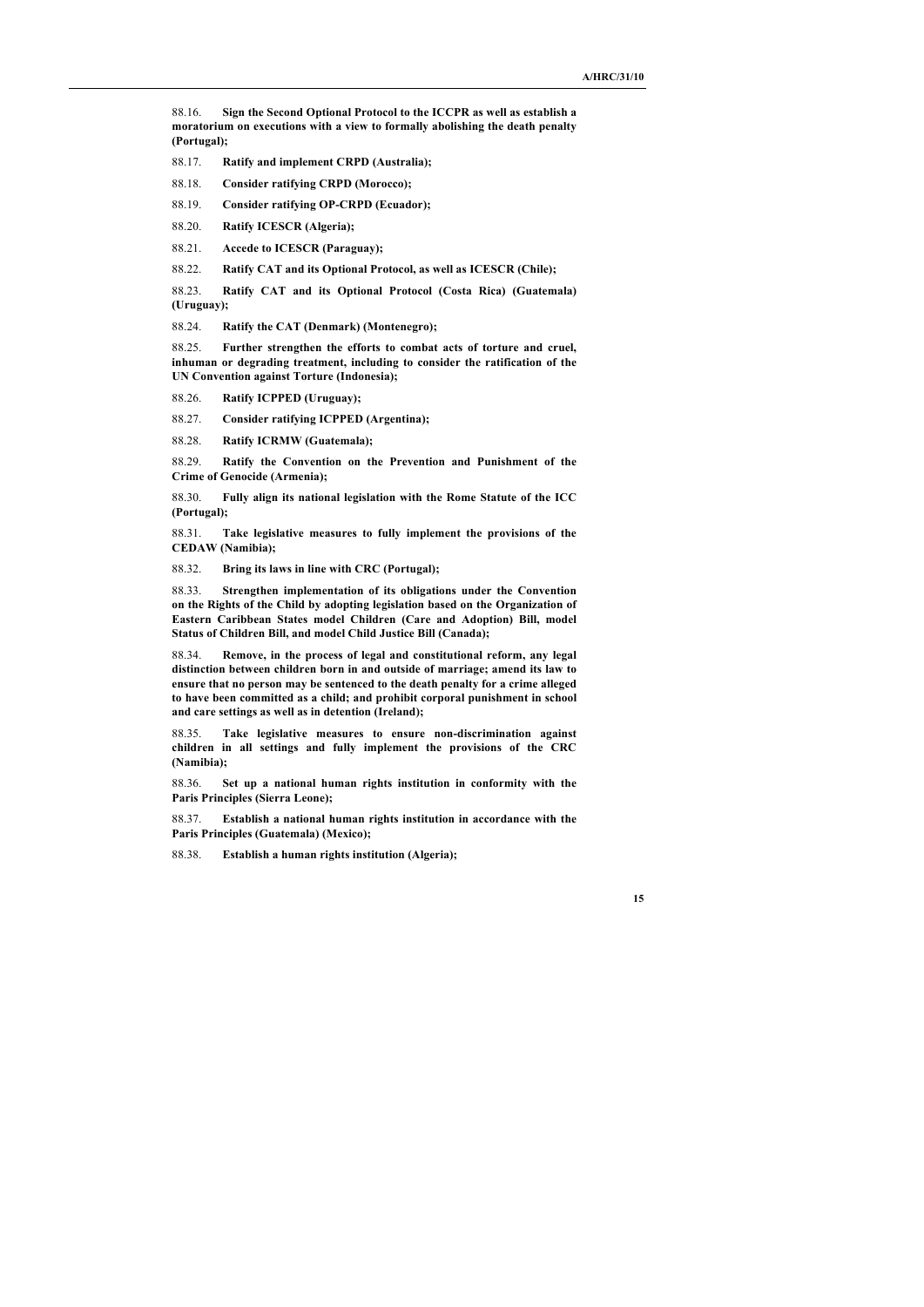88.16. **Sign the Second Optional Protocol to the ICCPR as well as establish a moratorium on executions with a view to formally abolishing the death penalty (Portugal);**

88.17. **Ratify and implement CRPD (Australia);**

88.18. **Consider ratifying CRPD (Morocco);**

88.19. **Consider ratifying OP-CRPD (Ecuador);**

88.20. **Ratify ICESCR (Algeria);**

88.21. **Accede to ICESCR (Paraguay);**

88.22. **Ratify CAT and its Optional Protocol, as well as ICESCR (Chile);**

88.23. **Ratify CAT and its Optional Protocol (Costa Rica) (Guatemala) (Uruguay);**

88.24. **Ratify the CAT (Denmark) (Montenegro);**

88.25. **Further strengthen the efforts to combat acts of torture and cruel, inhuman or degrading treatment, including to consider the ratification of the UN Convention against Torture (Indonesia);**

88.26. **Ratify ICPPED (Uruguay);**

88.27. **Consider ratifying ICPPED (Argentina);**

88.28. **Ratify ICRMW (Guatemala);**

88.29. **Ratify the Convention on the Prevention and Punishment of the Crime of Genocide (Armenia);**

88.30. **Fully align its national legislation with the Rome Statute of the ICC (Portugal);**

88.31. **Take legislative measures to fully implement the provisions of the CEDAW (Namibia);**

88.32. **Bring its laws in line with CRC (Portugal);**

88.33. **Strengthen implementation of its obligations under the Convention on the Rights of the Child by adopting legislation based on the Organization of Eastern Caribbean States model Children (Care and Adoption) Bill, model Status of Children Bill, and model Child Justice Bill (Canada);**

88.34. **Remove, in the process of legal and constitutional reform, any legal distinction between children born in and outside of marriage; amend its law to ensure that no person may be sentenced to the death penalty for a crime alleged to have been committed as a child; and prohibit corporal punishment in school and care settings as well as in detention (Ireland);**

88.35. **Take legislative measures to ensure non-discrimination against children in all settings and fully implement the provisions of the CRC (Namibia);**

88.36. **Set up a national human rights institution in conformity with the Paris Principles (Sierra Leone);**

88.37. **Establish a national human rights institution in accordance with the Paris Principles (Guatemala) (Mexico);**

88.38. **Establish a human rights institution (Algeria);**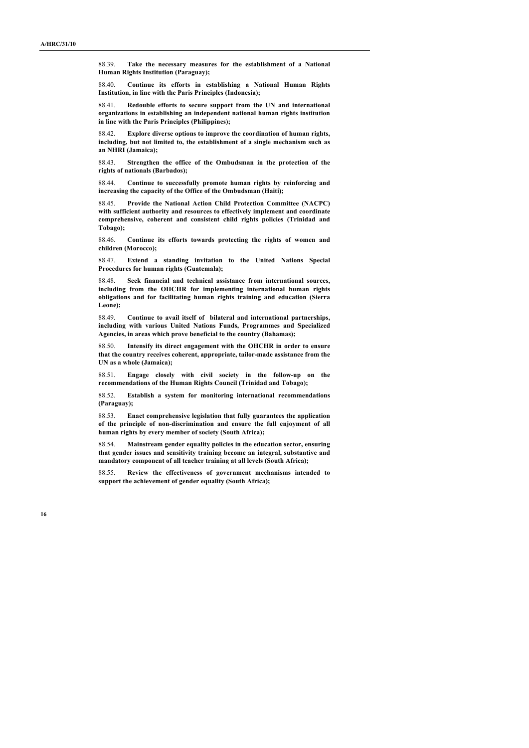88.39. **Take the necessary measures for the establishment of a National Human Rights Institution (Paraguay);**

88.40. **Continue its efforts in establishing a National Human Rights Institution, in line with the Paris Principles (Indonesia);**

88.41. **Redouble efforts to secure support from the UN and international organizations in establishing an independent national human rights institution in line with the Paris Principles (Philippines);**

88.42. **Explore diverse options to improve the coordination of human rights, including, but not limited to, the establishment of a single mechanism such as an NHRI (Jamaica);**

88.43. **Strengthen the office of the Ombudsman in the protection of the rights of nationals (Barbados);**

88.44. **Continue to successfully promote human rights by reinforcing and increasing the capacity of the Office of the Ombudsman (Haiti);**

88.45. **Provide the National Action Child Protection Committee (NACPC) with sufficient authority and resources to effectively implement and coordinate comprehensive, coherent and consistent child rights policies (Trinidad and Tobago);**

88.46. **Continue its efforts towards protecting the rights of women and children (Morocco);**

88.47. **Extend a standing invitation to the United Nations Special Procedures for human rights (Guatemala);**

88.48. **Seek financial and technical assistance from international sources, including from the OHCHR for implementing international human rights obligations and for facilitating human rights training and education (Sierra Leone);**

88.49. **Continue to avail itself of bilateral and international partnerships, including with various United Nations Funds, Programmes and Specialized Agencies, in areas which prove beneficial to the country (Bahamas);**

88.50. **Intensify its direct engagement with the OHCHR in order to ensure that the country receives coherent, appropriate, tailor-made assistance from the UN as a whole (Jamaica);**

88.51. **Engage closely with civil society in the follow-up on the recommendations of the Human Rights Council (Trinidad and Tobago);**

88.52. **Establish a system for monitoring international recommendations (Paraguay);**

88.53. **Enact comprehensive legislation that fully guarantees the application of the principle of non-discrimination and ensure the full enjoyment of all human rights by every member of society (South Africa);**

88.54. **Mainstream gender equality policies in the education sector, ensuring that gender issues and sensitivity training become an integral, substantive and mandatory component of all teacher training at all levels (South Africa);**

88.55. **Review the effectiveness of government mechanisms intended to support the achievement of gender equality (South Africa);**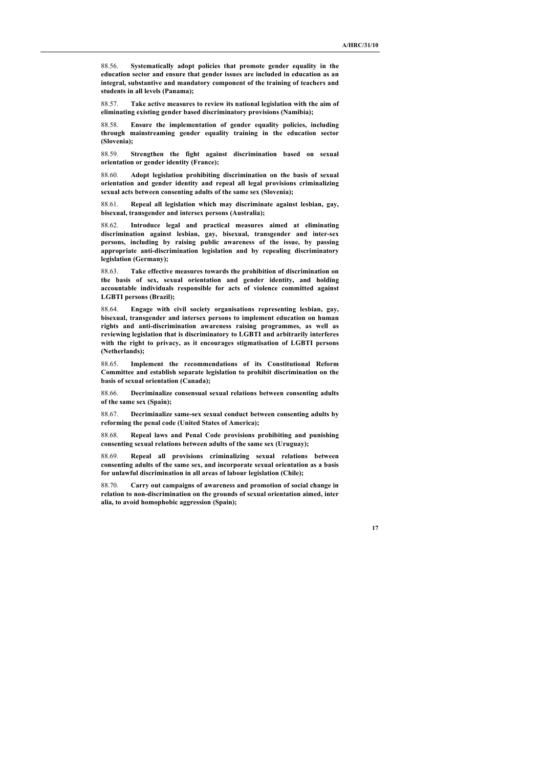88.56. **Systematically adopt policies that promote gender equality in the education sector and ensure that gender issues are included in education as an integral, substantive and mandatory component of the training of teachers and students in all levels (Panama);**

88.57. **Take active measures to review its national legislation with the aim of eliminating existing gender based discriminatory provisions (Namibia);**

88.58. **Ensure the implementation of gender equality policies, including through mainstreaming gender equality training in the education sector (Slovenia);**

88.59. **Strengthen the fight against discrimination based on sexual orientation or gender identity (France);**

88.60. **Adopt legislation prohibiting discrimination on the basis of sexual orientation and gender identity and repeal all legal provisions criminalizing sexual acts between consenting adults of the same sex (Slovenia);**

88.61. **Repeal all legislation which may discriminate against lesbian, gay, bisexual, transgender and intersex persons (Australia);**

88.62. **Introduce legal and practical measures aimed at eliminating discrimination against lesbian, gay, bisexual, transgender and inter-sex persons, including by raising public awareness of the issue, by passing appropriate anti-discrimination legislation and by repealing discriminatory legislation (Germany);**

88.63. **Take effective measures towards the prohibition of discrimination on the basis of sex, sexual orientation and gender identity, and holding accountable individuals responsible for acts of violence committed against LGBTI persons (Brazil);**

88.64. **Engage with civil society organisations representing lesbian, gay, bisexual, transgender and intersex persons to implement education on human rights and anti-discrimination awareness raising programmes, as well as reviewing legislation that is discriminatory to LGBTI and arbitrarily interferes with the right to privacy, as it encourages stigmatisation of LGBTI persons (Netherlands);**

88.65. **Implement the recommendations of its Constitutional Reform Committee and establish separate legislation to prohibit discrimination on the basis of sexual orientation (Canada);**

88.66. **Decriminalize consensual sexual relations between consenting adults of the same sex (Spain);**

88.67. **Decriminalize same-sex sexual conduct between consenting adults by reforming the penal code (United States of America);**

88.68. **Repeal laws and Penal Code provisions prohibiting and punishing consenting sexual relations between adults of the same sex (Uruguay);**

88.69. **Repeal all provisions criminalizing sexual relations between consenting adults of the same sex, and incorporate sexual orientation as a basis for unlawful discrimination in all areas of labour legislation (Chile);**

88.70. **Carry out campaigns of awareness and promotion of social change in relation to non-discrimination on the grounds of sexual orientation aimed, inter alia, to avoid homophobic aggression (Spain);**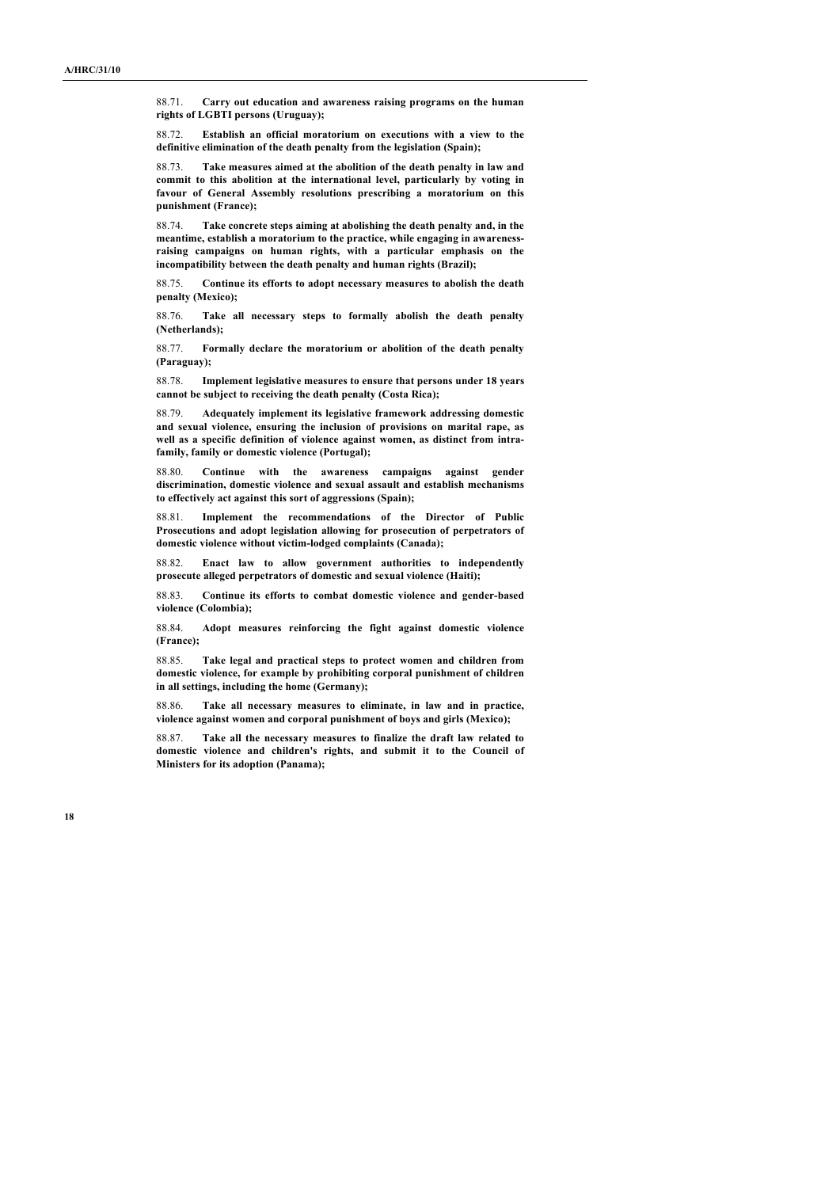88.71. **Carry out education and awareness raising programs on the human rights of LGBTI persons (Uruguay);**

88.72. **Establish an official moratorium on executions with a view to the definitive elimination of the death penalty from the legislation (Spain);**

88.73. **Take measures aimed at the abolition of the death penalty in law and commit to this abolition at the international level, particularly by voting in favour of General Assembly resolutions prescribing a moratorium on this punishment (France);**

88.74. **Take concrete steps aiming at abolishing the death penalty and, in the meantime, establish a moratorium to the practice, while engaging in awareness-raising campaigns on human rights, with a particular emphasis on the incompatibility between the death penalty and human rights (Brazil);**

88.75. **Continue its efforts to adopt necessary measures to abolish the death penalty (Mexico);**

88.76. **Take all necessary steps to formally abolish the death penalty (Netherlands);**

88.77. **Formally declare the moratorium or abolition of the death penalty (Paraguay);**

88.78. **Implement legislative measures to ensure that persons under 18 years cannot be subject to receiving the death penalty (Costa Rica);**

88.79. **Adequately implement its legislative framework addressing domestic and sexual violence, ensuring the inclusion of provisions on marital rape, as well as a specific definition of violence against women, as distinct from intra-family, family or domestic violence (Portugal);**

88.80. **Continue with the awareness campaigns against gender discrimination, domestic violence and sexual assault and establish mechanisms to effectively act against this sort of aggressions (Spain);**

88.81. **Implement the recommendations of the Director of Public Prosecutions and adopt legislation allowing for prosecution of perpetrators of domestic violence without victim-lodged complaints (Canada);**

88.82. **Enact law to allow government authorities to independently prosecute alleged perpetrators of domestic and sexual violence (Haiti);**

88.83. **Continue its efforts to combat domestic violence and gender-based violence (Colombia);**

88.84. **Adopt measures reinforcing the fight against domestic violence (France);**

88.85. **Take legal and practical steps to protect women and children from domestic violence, for example by prohibiting corporal punishment of children in all settings, including the home (Germany);**

88.86. **Take all necessary measures to eliminate, in law and in practice, violence against women and corporal punishment of boys and girls (Mexico);**

88.87. **Take all the necessary measures to finalize the draft law related to domestic violence and children's rights, and submit it to the Council of Ministers for its adoption (Panama);**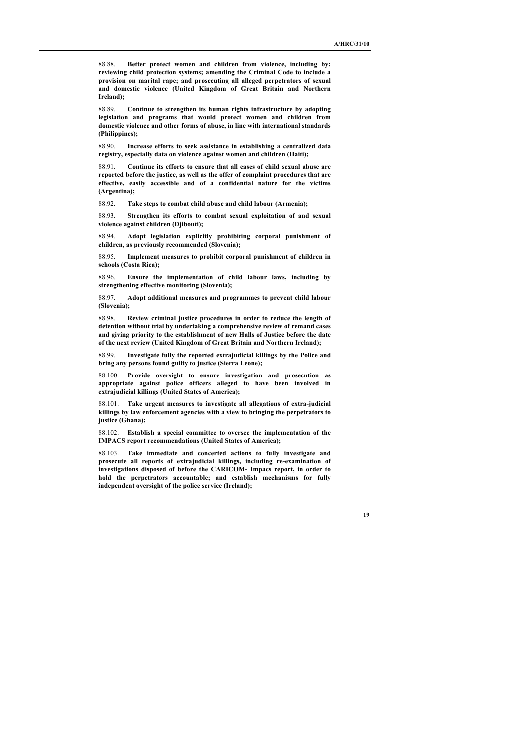88.88. **Better protect women and children from violence, including by: reviewing child protection systems; amending the Criminal Code to include a provision on marital rape; and prosecuting all alleged perpetrators of sexual and domestic violence (United Kingdom of Great Britain and Northern Ireland);**

88.89. **Continue to strengthen its human rights infrastructure by adopting legislation and programs that would protect women and children from domestic violence and other forms of abuse, in line with international standards (Philippines);**

88.90. **Increase efforts to seek assistance in establishing a centralized data registry, especially data on violence against women and children (Haiti);**

88.91. **Continue its efforts to ensure that all cases of child sexual abuse are reported before the justice, as well as the offer of complaint procedures that are effective, easily accessible and of a confidential nature for the victims (Argentina);**

88.92. **Take steps to combat child abuse and child labour (Armenia);**

88.93. **Strengthen its efforts to combat sexual exploitation of and sexual violence against children (Djibouti);**

88.94. **Adopt legislation explicitly prohibiting corporal punishment of children, as previously recommended (Slovenia);**

88.95. **Implement measures to prohibit corporal punishment of children in schools (Costa Rica);**

88.96. **Ensure the implementation of child labour laws, including by strengthening effective monitoring (Slovenia);**

88.97. **Adopt additional measures and programmes to prevent child labour (Slovenia);**

88.98. **Review criminal justice procedures in order to reduce the length of detention without trial by undertaking a comprehensive review of remand cases and giving priority to the establishment of new Halls of Justice before the date of the next review (United Kingdom of Great Britain and Northern Ireland);**

88.99. **Investigate fully the reported extrajudicial killings by the Police and bring any persons found guilty to justice (Sierra Leone);**

88.100. **Provide oversight to ensure investigation and prosecution as appropriate against police officers alleged to have been involved in extrajudicial killings (United States of America);**

88.101. **Take urgent measures to investigate all allegations of extra-judicial killings by law enforcement agencies with a view to bringing the perpetrators to justice (Ghana);**

88.102. **Establish a special committee to oversee the implementation of the IMPACS report recommendations (United States of America);**

88.103. **Take immediate and concerted actions to fully investigate and prosecute all reports of extrajudicial killings, including re-examination of investigations disposed of before the CARICOM- Impacs report, in order to hold the perpetrators accountable; and establish mechanisms for fully independent oversight of the police service (Ireland);**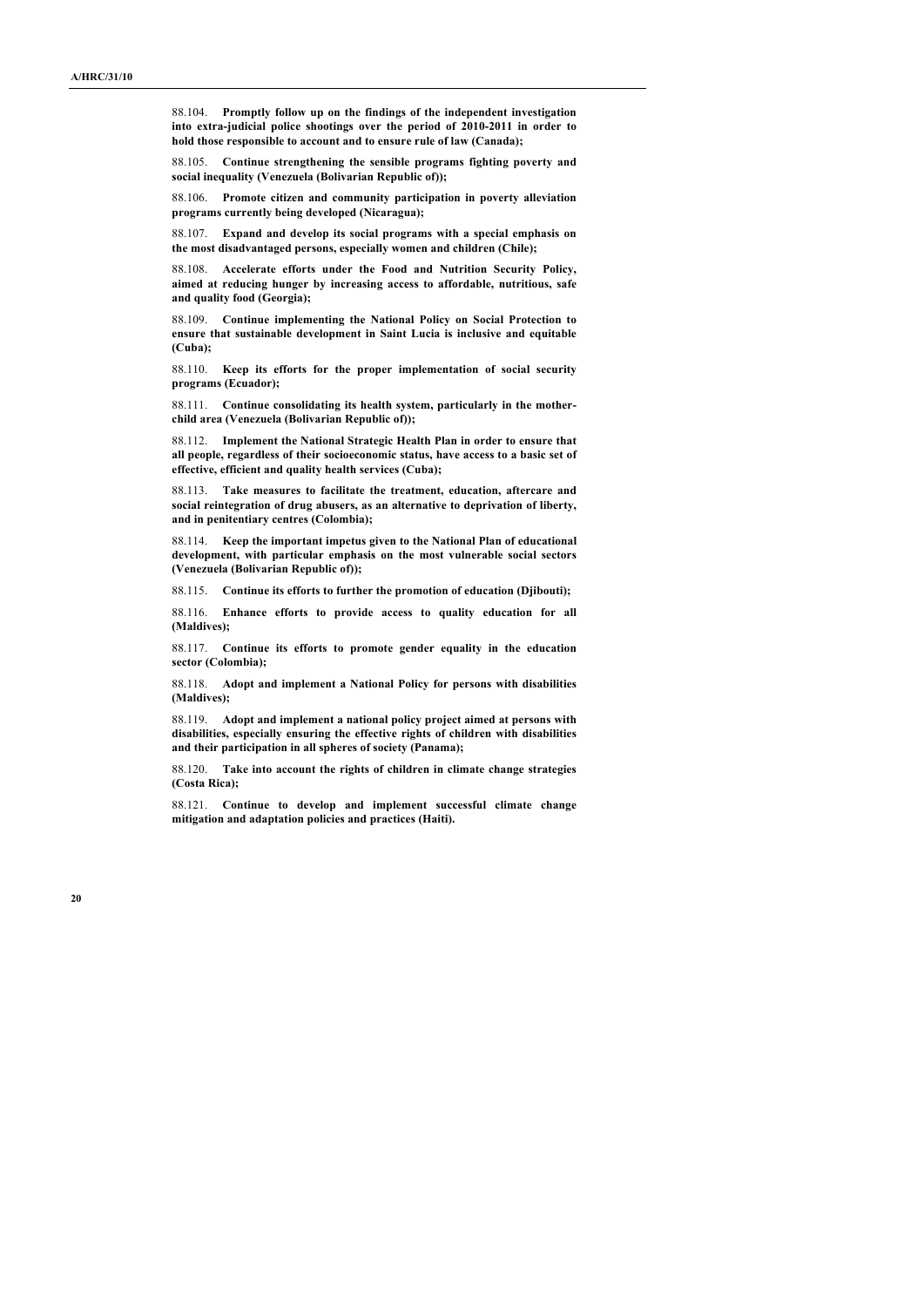88.104. **Promptly follow up on the findings of the independent investigation into extra-judicial police shootings over the period of 2010-2011 in order to hold those responsible to account and to ensure rule of law (Canada);**

88.105. **Continue strengthening the sensible programs fighting poverty and social inequality (Venezuela (Bolivarian Republic of));**

88.106. **Promote citizen and community participation in poverty alleviation programs currently being developed (Nicaragua);**

88.107. **Expand and develop its social programs with a special emphasis on the most disadvantaged persons, especially women and children (Chile);**

88.108. **Accelerate efforts under the Food and Nutrition Security Policy, aimed at reducing hunger by increasing access to affordable, nutritious, safe and quality food (Georgia);**

88.109. **Continue implementing the National Policy on Social Protection to ensure that sustainable development in Saint Lucia is inclusive and equitable (Cuba);**

88.110. **Keep its efforts for the proper implementation of social security programs (Ecuador);**

88.111. **Continue consolidating its health system, particularly in the mother-child area (Venezuela (Bolivarian Republic of));**

88.112. **Implement the National Strategic Health Plan in order to ensure that all people, regardless of their socioeconomic status, have access to a basic set of effective, efficient and quality health services (Cuba);**

88.113. **Take measures to facilitate the treatment, education, aftercare and social reintegration of drug abusers, as an alternative to deprivation of liberty, and in penitentiary centres (Colombia);**

88.114. **Keep the important impetus given to the National Plan of educational development, with particular emphasis on the most vulnerable social sectors (Venezuela (Bolivarian Republic of));**

88.115. **Continue its efforts to further the promotion of education (Djibouti);**

88.116. **Enhance efforts to provide access to quality education for all (Maldives);**

88.117. **Continue its efforts to promote gender equality in the education sector (Colombia);**

88.118. **Adopt and implement a National Policy for persons with disabilities (Maldives);**

88.119. **Adopt and implement a national policy project aimed at persons with disabilities, especially ensuring the effective rights of children with disabilities and their participation in all spheres of society (Panama);**

88.120. **Take into account the rights of children in climate change strategies (Costa Rica);**

88.121. **Continue to develop and implement successful climate change mitigation and adaptation policies and practices (Haiti).**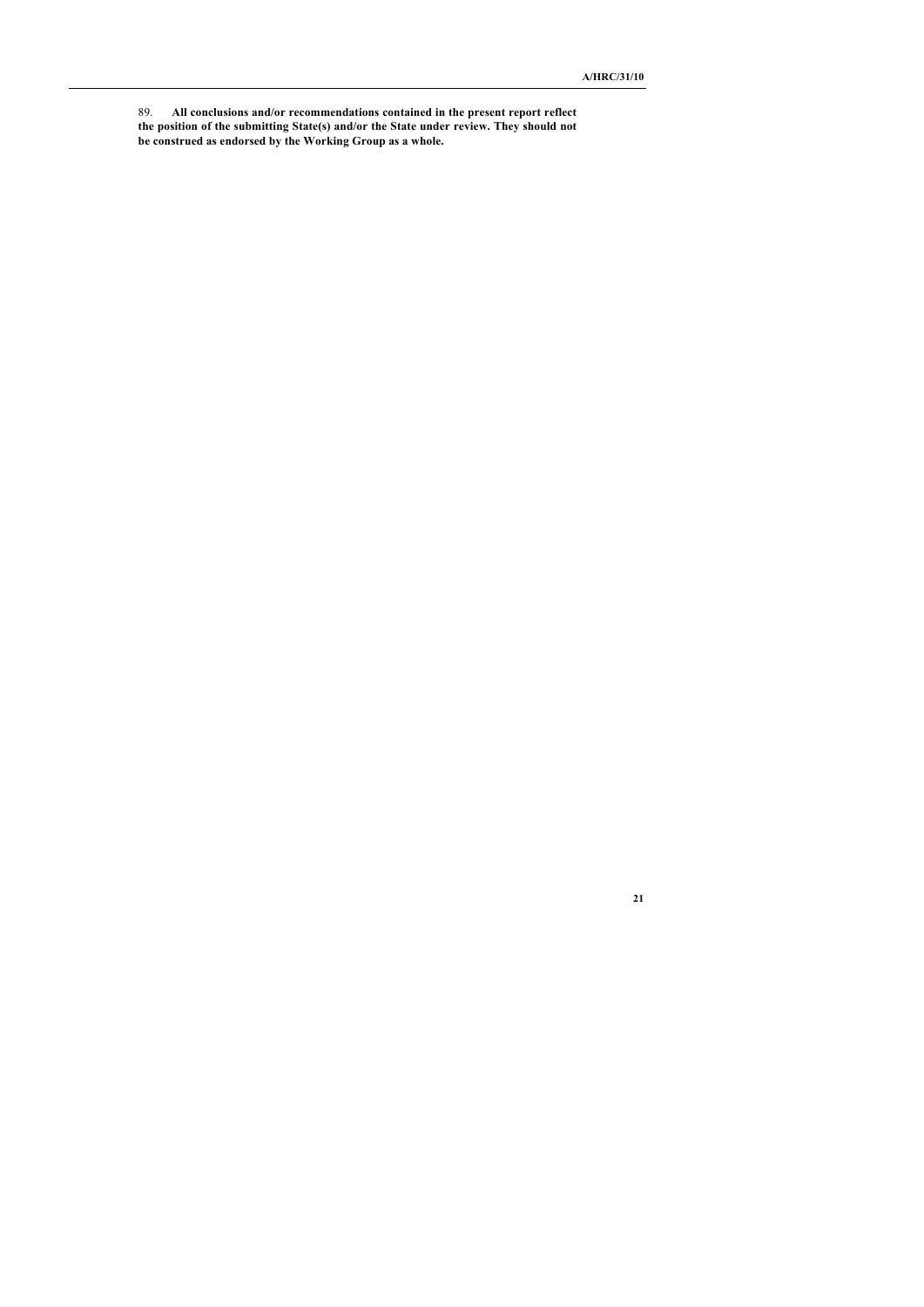89. **All conclusions and/or recommendations contained in the present report reflect the position of the submitting State(s) and/or the State under review. They should not be construed as endorsed by the Working Group as a whole.**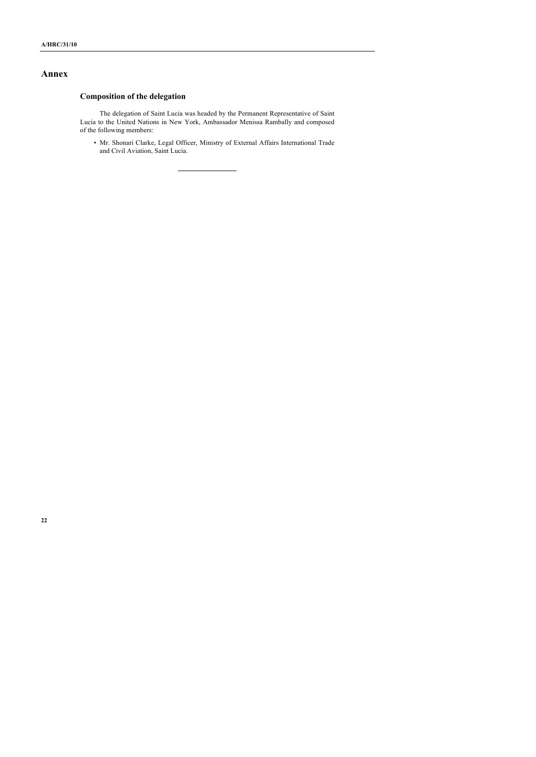# Annex

## Composition of the delegation

The delegation of Saint Lucia was headed by the Permanent Representative of Saint Lucia to the United Nations in New York, Ambassador Menissa Rambally and composed of the following members:

- Mr. Shonari Clarke, Legal Officer, Ministry of External Affairs International Trade and Civil Aviation, Saint Lucia.